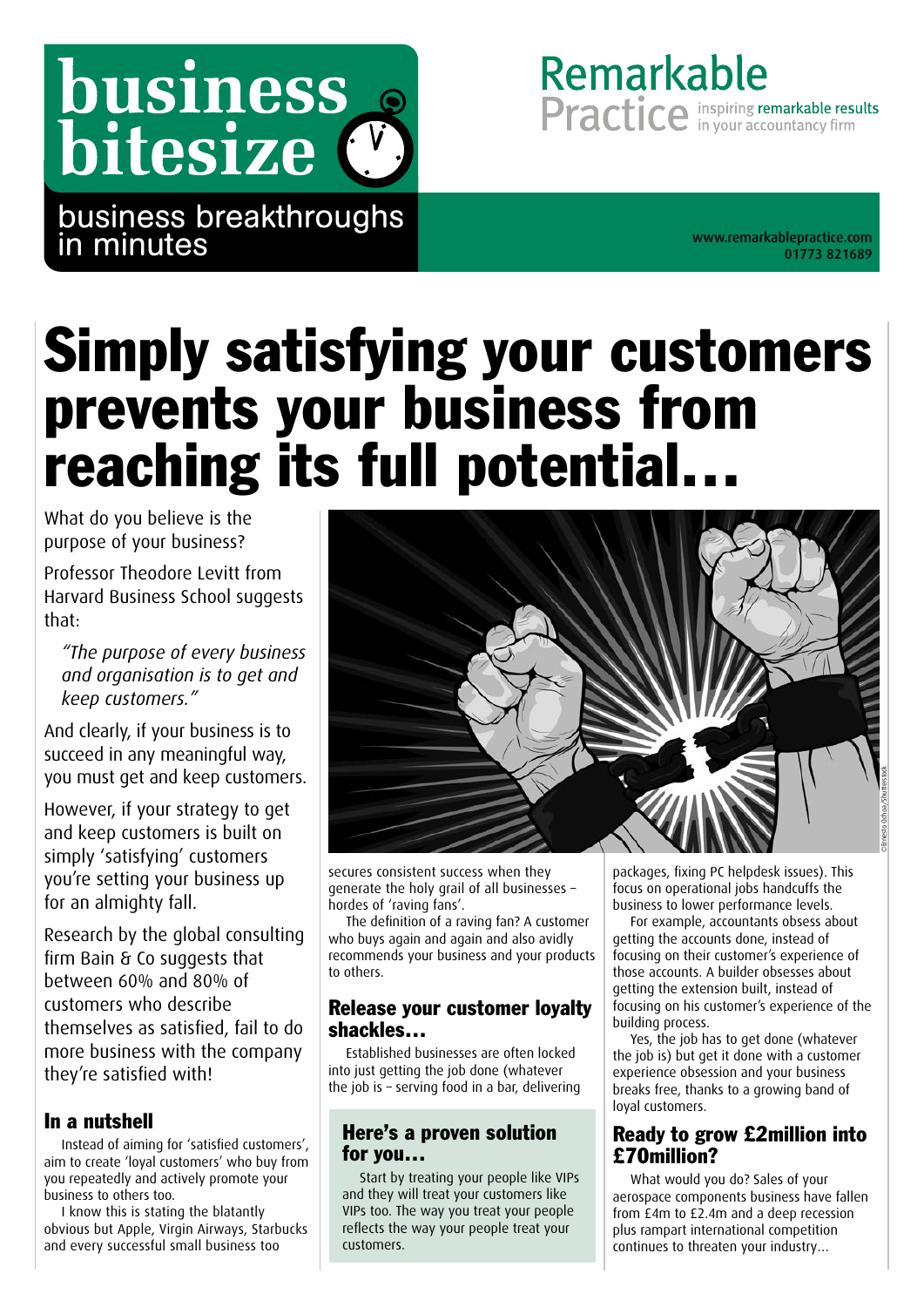# business bitesize

business breakthroughs in minutes

**Remarkable Practice** inspiring remarkable results in your accountancy firm

www.remarkablepractice.com
01773 821689

# Simply satisfying your customers prevents your business from reaching its full potential…

What do you believe is the purpose of your business?

Professor Theodore Levitt from Harvard Business School suggests that:

> *"The purpose of every business and organisation is to get and keep customers."*

And clearly, if your business is to succeed in any meaningful way, you must get and keep customers.

However, if your strategy to get and keep customers is built on simply 'satisfying' customers you're setting your business up for an almighty fall.

Research by the global consulting firm Bain & Co suggests that between 60% and 80% of customers who describe themselves as satisfied, fail to do more business with the company they're satisfied with!

## In a nutshell

Instead of aiming for 'satisfied customers', aim to create 'loyal customers' who buy from you repeatedly and actively promote your business to others too.

I know this is stating the blatantly obvious but Apple, Virgin Airways, Starbucks and every successful small business too secures consistent success when they generate the holy grail of all businesses – hordes of 'raving fans'.

The definition of a raving fan? A customer who buys again and again and also avidly recommends your business and your products to others.

## Release your customer loyalty shackles…

Established businesses are often locked into just getting the job done (whatever the job is – serving food in a bar, delivering packages, fixing PC helpdesk issues). This focus on operational jobs handcuffs the business to lower performance levels.

For example, accountants obsess about getting the accounts done, instead of focusing on their customer's experience of those accounts. A builder obsesses about getting the extension built, instead of focusing on his customer's experience of the building process.

Yes, the job has to get done (whatever the job is) but get it done with a customer experience obsession and your business breaks free, thanks to a growing band of loyal customers.

## Here's a proven solution for you…

Start by treating your people like VIPs and they will treat your customers like VIPs too. The way you treat your people reflects the way your people treat your customers.

## Ready to grow £2million into £70million?

What would you do? Sales of your aerospace components business have fallen from £4m to £2.4m and a deep recession plus rampart international competition continues to threaten your industry…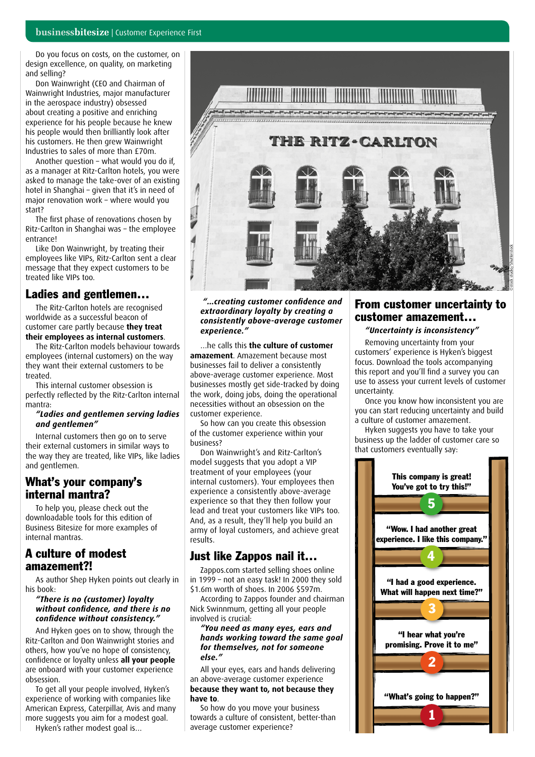Do you focus on costs, on the customer, on design excellence, on quality, on marketing and selling?

Don Wainwright (CEO and Chairman of Wainwright Industries, major manufacturer in the aerospace industry) obsessed about creating a positive and enriching experience for his people because he knew his people would then brilliantly look after his customers. He then grew Wainwright Industries to sales of more than £70m.

Another question – what would you do if, as a manager at Ritz-Carlton hotels, you were asked to manage the take-over of an existing hotel in Shanghai – given that it's in need of major renovation work – where would you start?

The first phase of renovations chosen by Ritz-Carlton in Shanghai was – the employee entrance!

Like Don Wainwright, by treating their employees like VIPs, Ritz-Carlton sent a clear message that they expect customers to be treated like VIPs too.

## Ladies and gentlemen…

The Ritz-Carlton hotels are recognised worldwide as a successful beacon of customer care partly because **they treat their employees as internal customers**.

The Ritz-Carlton models behaviour towards employees (internal customers) on the way they want their external customers to be treated.

This internal customer obsession is perfectly reflected by the Ritz-Carlton internal mantra:

***"Ladies and gentlemen serving ladies and gentlemen"***

Internal customers then go on to serve their external customers in similar ways to the way they are treated, like VIPs, like ladies and gentlemen.

## What's your company's internal mantra?

To help you, please check out the downloadable tools for this edition of Business Bitesize for more examples of internal mantras.

## A culture of modest amazement?!

As author Shep Hyken points out clearly in his book:

***"There is no (customer) loyalty without confidence, and there is no confidence without consistency."***

And Hyken goes on to show, through the Ritz-Carlton and Don Wainwright stories and others, how you've no hope of consistency, confidence or loyalty unless **all your people** are onboard with your customer experience obsession.

To get all your people involved, Hyken's experience of working with companies like American Express, Caterpillar, Avis and many more suggests you aim for a modest goal.

Hyken's rather modest goal is…

***"…creating customer confidence and extraordinary loyalty by creating a consistently above-average customer experience."***

…he calls this **the culture of customer amazement**. Amazement because most businesses fail to deliver a consistently above-average customer experience. Most businesses mostly get side-tracked by doing the work, doing jobs, doing the operational necessities without an obsession on the customer experience.

So how can you create this obsession of the customer experience within your business?

Don Wainwright's and Ritz-Carlton's model suggests that you adopt a VIP treatment of your employees (your internal customers). Your employees then experience a consistently above-average experience so that they then follow your lead and treat your customers like VIPs too. And, as a result, they'll help you build an army of loyal customers, and achieve great results.

## Just like Zappos nail it…

Zappos.com started selling shoes online in 1999 – not an easy task! In 2000 they sold $1.6m worth of shoes. In 2006 $597m.

According to Zappos founder and chairman Nick Swinnmum, getting all your people involved is crucial:

***"You need as many eyes, ears and hands working toward the same goal for themselves, not for someone else."***

All your eyes, ears and hands delivering an above-average customer experience **because they want to, not because they have to**.

So how do you move your business towards a culture of consistent, better-than average customer experience?

## From customer uncertainty to customer amazement…

***"Uncertainty is inconsistency"***

Removing uncertainty from your customers' experience is Hyken's biggest focus. Download the tools accompanying this report and you'll find a survey you can use to assess your current levels of customer uncertainty.

Once you know how inconsistent you are you can start reducing uncertainty and build a culture of customer amazement.

Hyken suggests you have to take your business up the ladder of customer care so that customers eventually say:

5 – **This company is great! You've got to try this!"**

4 – **"Wow. I had another great experience. I like this company."**

3 – **"I had a good experience. What will happen next time?"**

2 – **"I hear what you're promising. Prove it to me"**

1 – **"What's going to happen?"**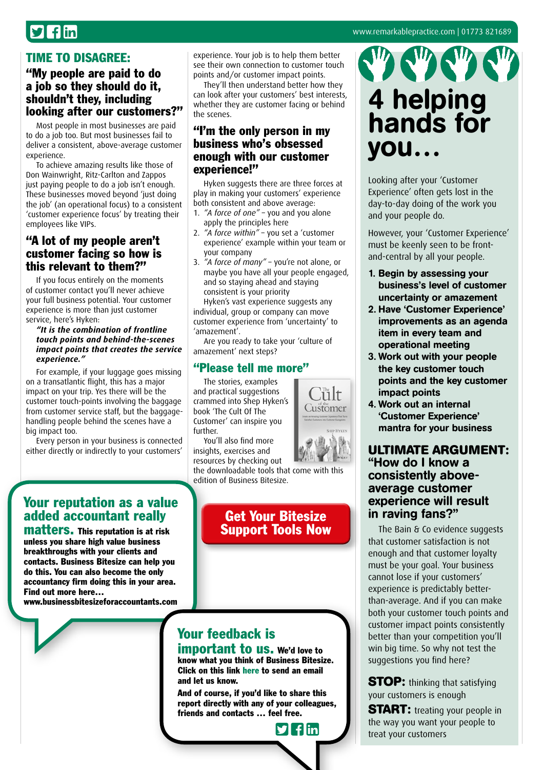## TIME TO DISAGREE:

### "My people are paid to do a job so they should do it, shouldn't they, including looking after our customers?"

Most people in most businesses are paid to do a job too. But most businesses fail to deliver a consistent, above-average customer experience.

To achieve amazing results like those of Don Wainwright, Ritz-Carlton and Zappos just paying people to do a job isn't enough. These businesses moved beyond 'just doing the job' (an operational focus) to a consistent 'customer experience focus' by treating their employees like VIPs.

### "A lot of my people aren't customer facing so how is this relevant to them?"

If you focus entirely on the moments of customer contact you'll never achieve your full business potential. Your customer experience is more than just customer service, here's Hyken:

> ***"It is the combination of frontline touch points and behind-the-scenes impact points that creates the service experience."***

For example, if your luggage goes missing on a transatlantic flight, this has a major impact on your trip. Yes there will be the customer touch-points involving the baggage from customer service staff, but the baggage-handling people behind the scenes have a big impact too.

Every person in your business is connected either directly or indirectly to your customers' experience. Your job is to help them better see their own connection to customer touch points and/or customer impact points.

They'll then understand better how they can look after your customers' best interests, whether they are customer facing or behind the scenes.

### "I'm the only person in my business who's obsessed enough with our customer experience!"

Hyken suggests there are three forces at play in making your customers' experience both consistent and above average:

1. *"A force of one"* – you and you alone apply the principles here
2. *"A force within"* – you set a 'customer experience' example within your team or your company
3. *"A force of many"* – you're not alone, or maybe you have all your people engaged, and so staying ahead and staying consistent is your priority

Hyken's vast experience suggests any individual, group or company can move customer experience from 'uncertainty' to 'amazement'.

Are you ready to take your 'culture of amazement' next steps?

### "Please tell me more"

The stories, examples and practical suggestions crammed into Shep Hyken's book 'The Cult Of The Customer' can inspire you further.

You'll also find more insights, exercises and resources by checking out the downloadable tools that come with this edition of Business Bitesize.

**Your reputation as a value added accountant really matters.** **This reputation is at risk unless you share high value business breakthroughs with your clients and contacts. Business Bitesize can help you do this. You can also become the only accountancy firm doing this in your area. Find out more here… www.businessbitesizeforaccountants.com**

**Get Your Bitesize Support Tools Now**

**Your feedback is important to us.** **We'd love to know what you think of Business Bitesize. Click on this link here to send an email and let us know.**

**And of course, if you'd like to share this report directly with any of your colleagues, friends and contacts … feel free.**

# 4 helping hands for you…

Looking after your 'Customer Experience' often gets lost in the day-to-day doing of the work you and your people do.

However, your 'Customer Experience' must be keenly seen to be front-and-central by all your people.

1. **Begin by assessing your business's level of customer uncertainty or amazement**
2. **Have 'Customer Experience' improvements as an agenda item in every team and operational meeting**
3. **Work out with your people the key customer touch points and the key customer impact points**
4. **Work out an internal 'Customer Experience' mantra for your business**

## ULTIMATE ARGUMENT:

### "How do I know a consistently above-average customer experience will result in raving fans?"

The Bain & Co evidence suggests that customer satisfaction is not enough and that customer loyalty must be your goal. Your business cannot lose if your customers' experience is predictably better-than-average. And if you can make both your customer touch points and customer impact points consistently better than your competition you'll win big time. So why not test the suggestions you find here?

**STOP:** thinking that satisfying your customers is enough

**START:** treating your people in the way you want your people to treat your customers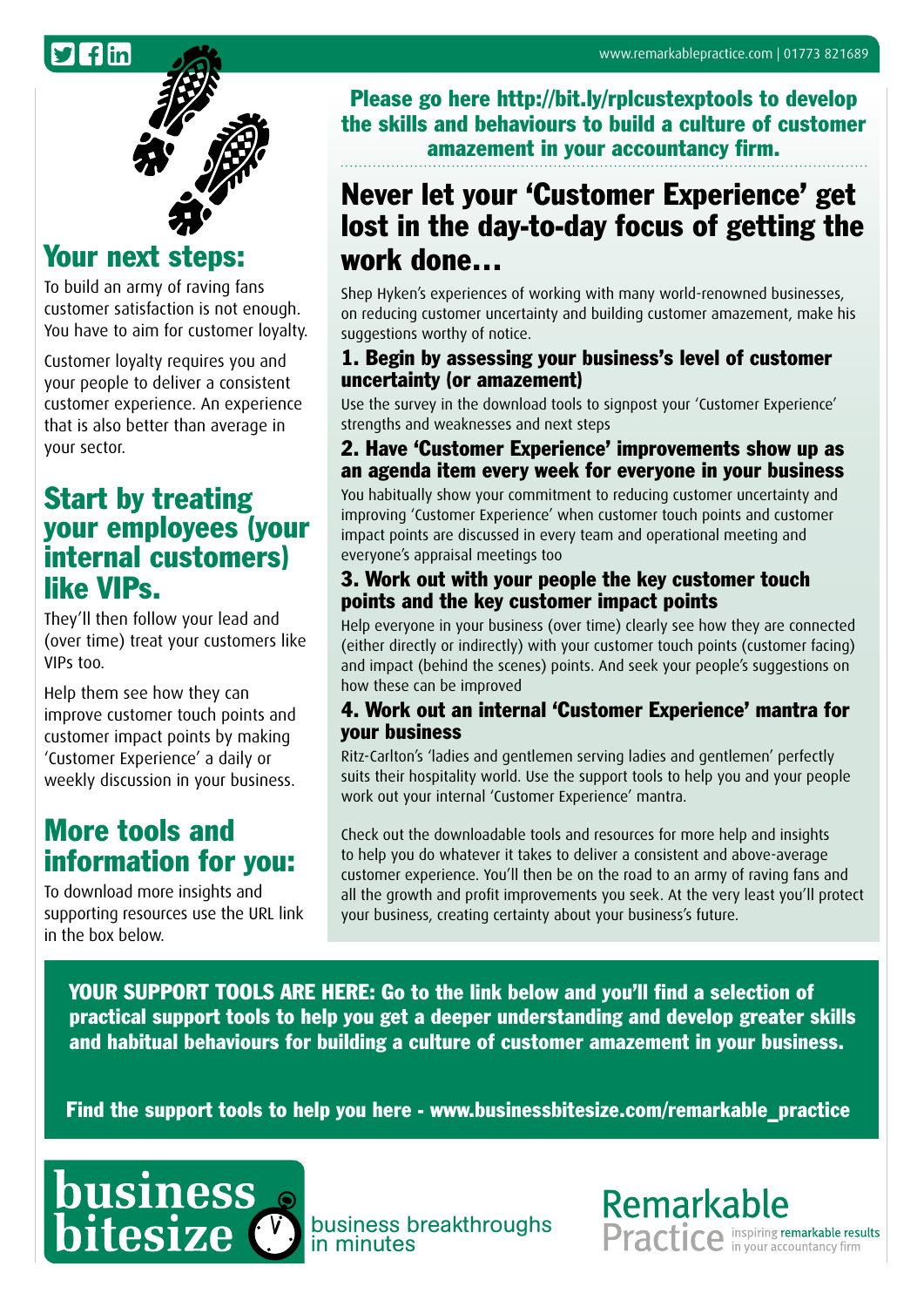## Your next steps:

To build an army of raving fans customer satisfaction is not enough. You have to aim for customer loyalty.

Customer loyalty requires you and your people to deliver a consistent customer experience. An experience that is also better than average in your sector.

## Start by treating your employees (your internal customers) like VIPs.

They'll then follow your lead and (over time) treat your customers like VIPs too.

Help them see how they can improve customer touch points and customer impact points by making 'Customer Experience' a daily or weekly discussion in your business.

## More tools and information for you:

To download more insights and supporting resources use the URL link in the box below.

**Please go here http://bit.ly/rplcustexptools to develop the skills and behaviours to build a culture of customer amazement in your accountancy firm.**

## Never let your 'Customer Experience' get lost in the day-to-day focus of getting the work done…

Shep Hyken's experiences of working with many world-renowned businesses, on reducing customer uncertainty and building customer amazement, make his suggestions worthy of notice.

### 1. Begin by assessing your business's level of customer uncertainty (or amazement)

Use the survey in the download tools to signpost your 'Customer Experience' strengths and weaknesses and next steps

### 2. Have 'Customer Experience' improvements show up as an agenda item every week for everyone in your business

You habitually show your commitment to reducing customer uncertainty and improving 'Customer Experience' when customer touch points and customer impact points are discussed in every team and operational meeting and everyone's appraisal meetings too

### 3. Work out with your people the key customer touch points and the key customer impact points

Help everyone in your business (over time) clearly see how they are connected (either directly or indirectly) with your customer touch points (customer facing) and impact (behind the scenes) points. And seek your people's suggestions on how these can be improved

### 4. Work out an internal 'Customer Experience' mantra for your business

Ritz-Carlton's 'ladies and gentlemen serving ladies and gentlemen' perfectly suits their hospitality world. Use the support tools to help you and your people work out your internal 'Customer Experience' mantra.

Check out the downloadable tools and resources for more help and insights to help you do whatever it takes to deliver a consistent and above-average customer experience. You'll then be on the road to an army of raving fans and all the growth and profit improvements you seek. At the very least you'll protect your business, creating certainty about your business's future.

**YOUR SUPPORT TOOLS ARE HERE: Go to the link below and you'll find a selection of practical support tools to help you get a deeper understanding and develop greater skills and habitual behaviours for building a culture of customer amazement in your business.**

**Find the support tools to help you here - www.businessbitesize.com/remarkable_practice**

business bitesize — business breakthroughs in minutes

Remarkable Practice — inspiring remarkable results in your accountancy firm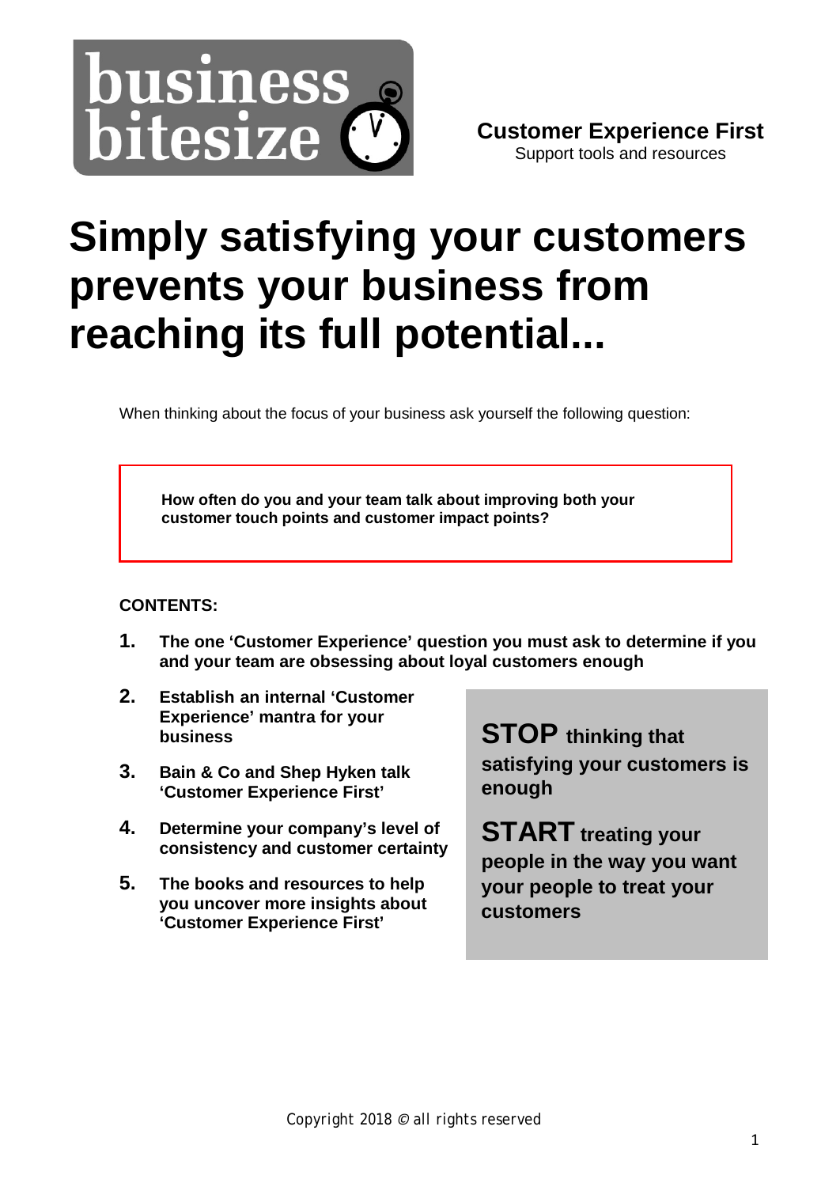business bitesize

**Customer Experience First**
Support tools and resources

# Simply satisfying your customers prevents your business from reaching its full potential...

When thinking about the focus of your business ask yourself the following question:

> **How often do you and your team talk about improving both your customer touch points and customer impact points?**

**CONTENTS:**

1. **The one 'Customer Experience' question you must ask to determine if you and your team are obsessing about loyal customers enough**
2. **Establish an internal 'Customer Experience' mantra for your business**
3. **Bain & Co and Shep Hyken talk 'Customer Experience First'**
4. **Determine your company's level of consistency and customer certainty**
5. **The books and resources to help you uncover more insights about 'Customer Experience First'**

**STOP thinking that satisfying your customers is enough**

**START treating your people in the way you want your people to treat your customers**

*Copyright 2018 © all rights reserved*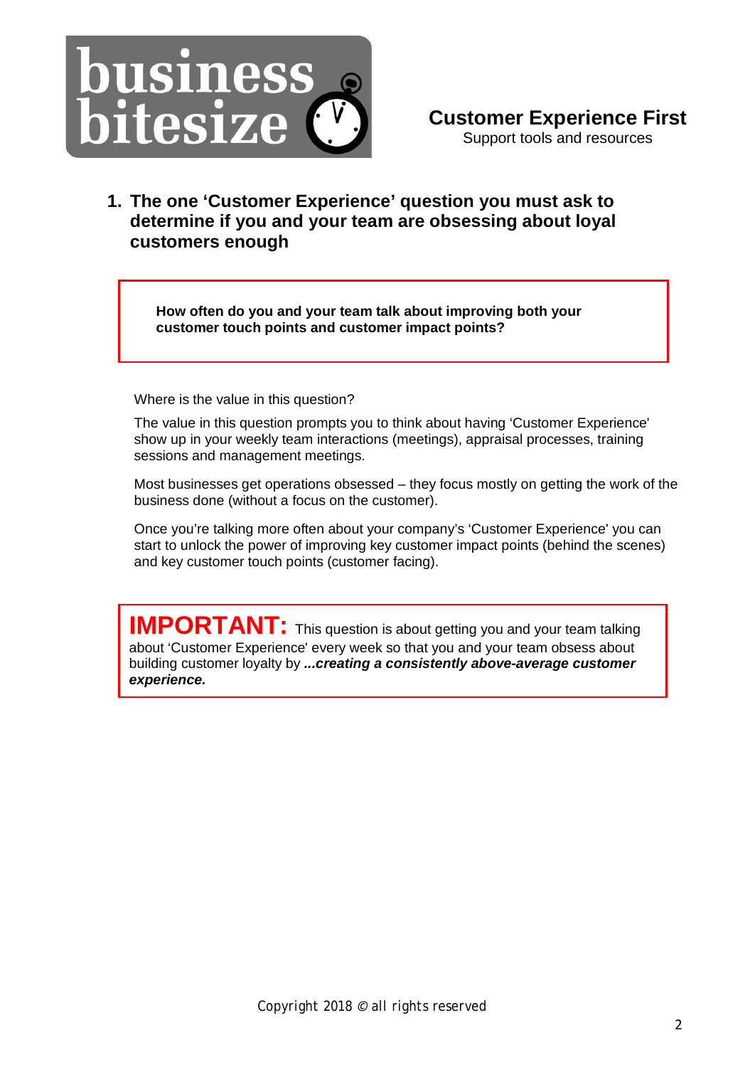**Customer Experience First**
Support tools and resources

## 1. The one 'Customer Experience' question you must ask to determine if you and your team are obsessing about loyal customers enough

> **How often do you and your team talk about improving both your customer touch points and customer impact points?**

Where is the value in this question?

The value in this question prompts you to think about having 'Customer Experience' show up in your weekly team interactions (meetings), appraisal processes, training sessions and management meetings.

Most businesses get operations obsessed – they focus mostly on getting the work of the business done (without a focus on the customer).

Once you're talking more often about your company's 'Customer Experience' you can start to unlock the power of improving key customer impact points (behind the scenes) and key customer touch points (customer facing).

> **IMPORTANT:** This question is about getting you and your team talking about 'Customer Experience' every week so that you and your team obsess about building customer loyalty by ***...creating a consistently above-average customer experience.***

Copyright 2018 © all rights reserved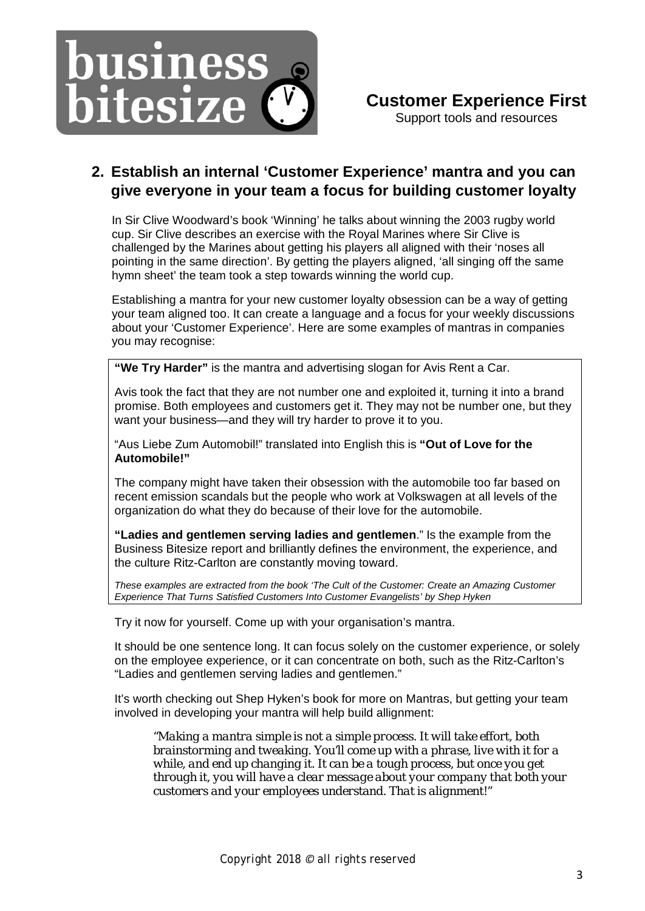## 2. Establish an internal 'Customer Experience' mantra and you can give everyone in your team a focus for building customer loyalty

In Sir Clive Woodward's book 'Winning' he talks about winning the 2003 rugby world cup. Sir Clive describes an exercise with the Royal Marines where Sir Clive is challenged by the Marines about getting his players all aligned with their 'noses all pointing in the same direction'. By getting the players aligned, 'all singing off the same hymn sheet' the team took a step towards winning the world cup.

Establishing a mantra for your new customer loyalty obsession can be a way of getting your team aligned too. It can create a language and a focus for your weekly discussions about your 'Customer Experience'. Here are some examples of mantras in companies you may recognise:

> **"We Try Harder"** is the mantra and advertising slogan for Avis Rent a Car.
>
> Avis took the fact that they are not number one and exploited it, turning it into a brand promise. Both employees and customers get it. They may not be number one, but they want your business—and they will try harder to prove it to you.
>
> "Aus Liebe Zum Automobil!" translated into English this is **"Out of Love for the Automobile!"**
>
> The company might have taken their obsession with the automobile too far based on recent emission scandals but the people who work at Volkswagen at all levels of the organization do what they do because of their love for the automobile.
>
> **"Ladies and gentlemen serving ladies and gentlemen**." Is the example from the Business Bitesize report and brilliantly defines the environment, the experience, and the culture Ritz-Carlton are constantly moving toward.
>
> *These examples are extracted from the book 'The Cult of the Customer: Create an Amazing Customer Experience That Turns Satisfied Customers Into Customer Evangelists' by Shep Hyken*

Try it now for yourself. Come up with your organisation's mantra.

It should be one sentence long. It can focus solely on the customer experience, or solely on the employee experience, or it can concentrate on both, such as the Ritz-Carlton's "Ladies and gentlemen serving ladies and gentlemen."

It's worth checking out Shep Hyken's book for more on Mantras, but getting your team involved in developing your mantra will help build allignment:

> *"Making a mantra simple is not a simple process. It will take effort, both brainstorming and tweaking. You'll come up with a phrase, live with it for a while, and end up changing it. It can be a tough process, but once you get through it, you will have a clear message about your company that both your customers and your employees understand. That is alignment!"*

Copyright 2018 © all rights reserved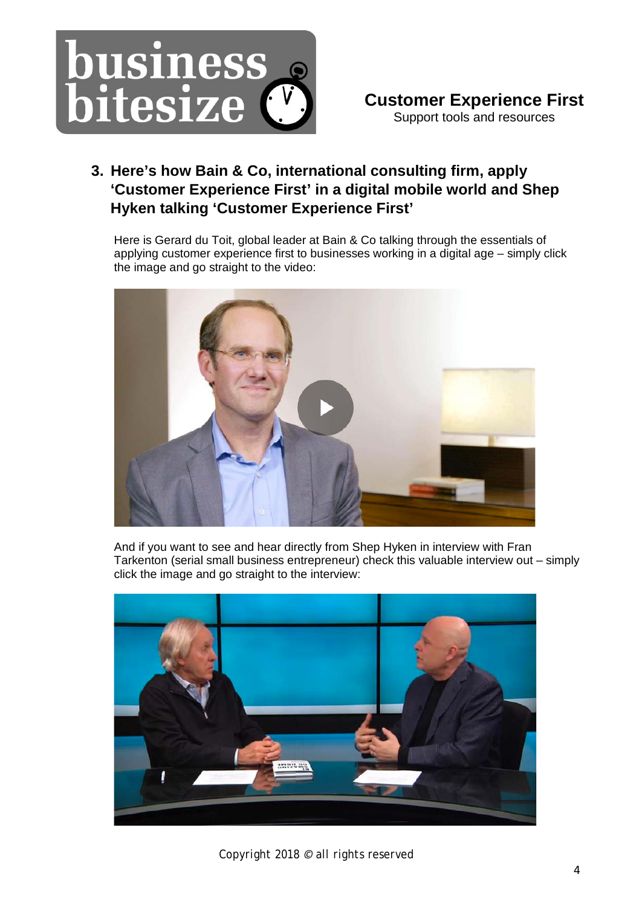### 3. Here's how Bain & Co, international consulting firm, apply 'Customer Experience First' in a digital mobile world and Shep Hyken talking 'Customer Experience First'

Here is Gerard du Toit, global leader at Bain & Co talking through the essentials of applying customer experience first to businesses working in a digital age – simply click the image and go straight to the video:

And if you want to see and hear directly from Shep Hyken in interview with Fran Tarkenton (serial small business entrepreneur) check this valuable interview out – simply click the image and go straight to the interview:

Copyright 2018 © all rights reserved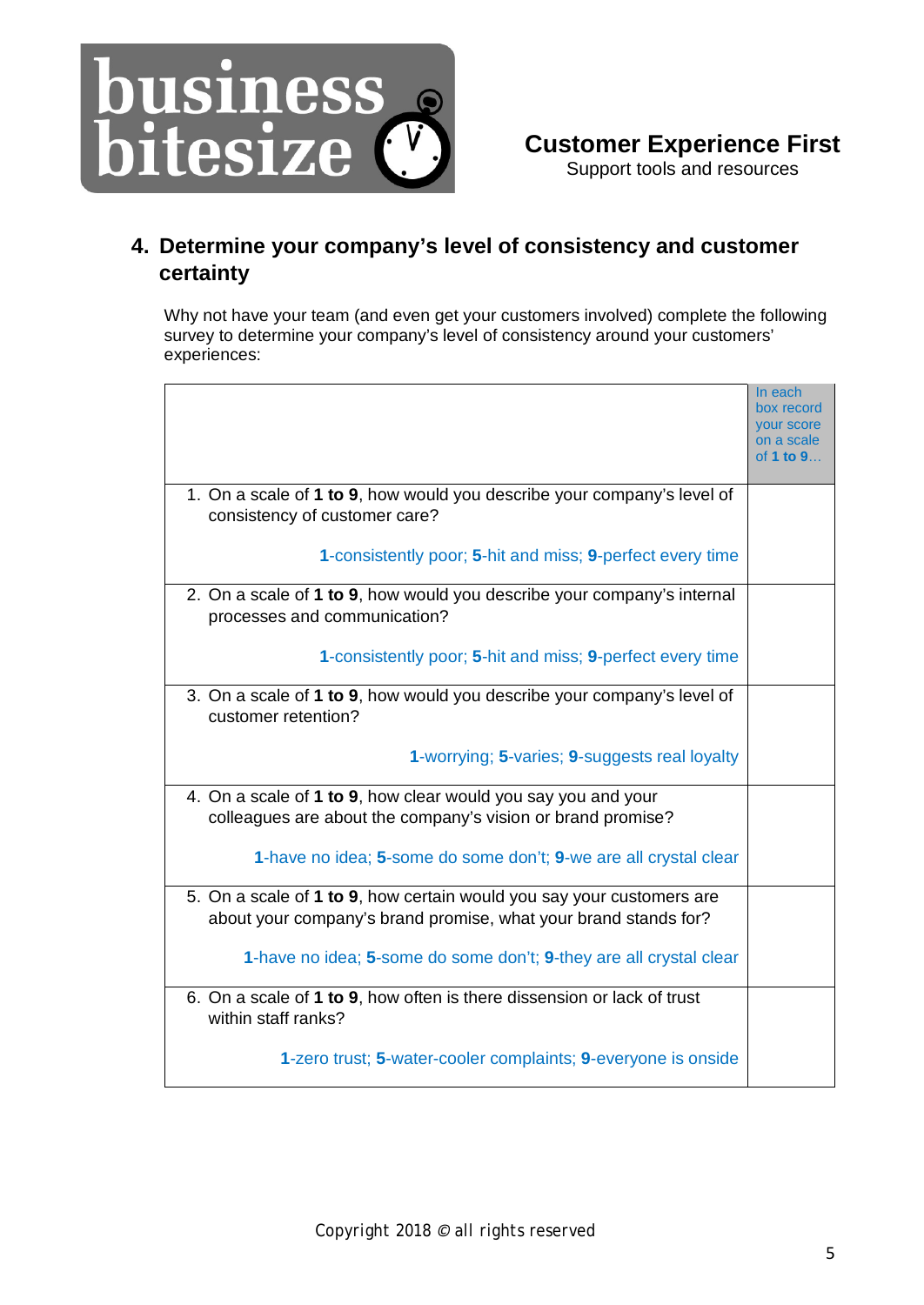## 4. Determine your company's level of consistency and customer certainty

Why not have your team (and even get your customers involved) complete the following survey to determine your company's level of consistency around your customers' experiences:

| | In each box record your score on a scale of **1 to 9**… |
|---|---|
| 1. On a scale of **1 to 9**, how would you describe your company's level of consistency of customer care?<br><br>**1**-consistently poor; **5**-hit and miss; **9**-perfect every time | |
| 2. On a scale of **1 to 9**, how would you describe your company's internal processes and communication?<br><br>**1**-consistently poor; **5**-hit and miss; **9**-perfect every time | |
| 3. On a scale of **1 to 9**, how would you describe your company's level of customer retention?<br><br>**1**-worrying; **5**-varies; **9**-suggests real loyalty | |
| 4. On a scale of **1 to 9**, how clear would you say you and your colleagues are about the company's vision or brand promise?<br><br>**1**-have no idea; **5**-some do some don't; **9**-we are all crystal clear | |
| 5. On a scale of **1 to 9**, how certain would you say your customers are about your company's brand promise, what your brand stands for?<br><br>**1**-have no idea; **5**-some do some don't; **9**-they are all crystal clear | |
| 6. On a scale of **1 to 9**, how often is there dissension or lack of trust within staff ranks?<br><br>**1**-zero trust; **5**-water-cooler complaints; **9**-everyone is onside | |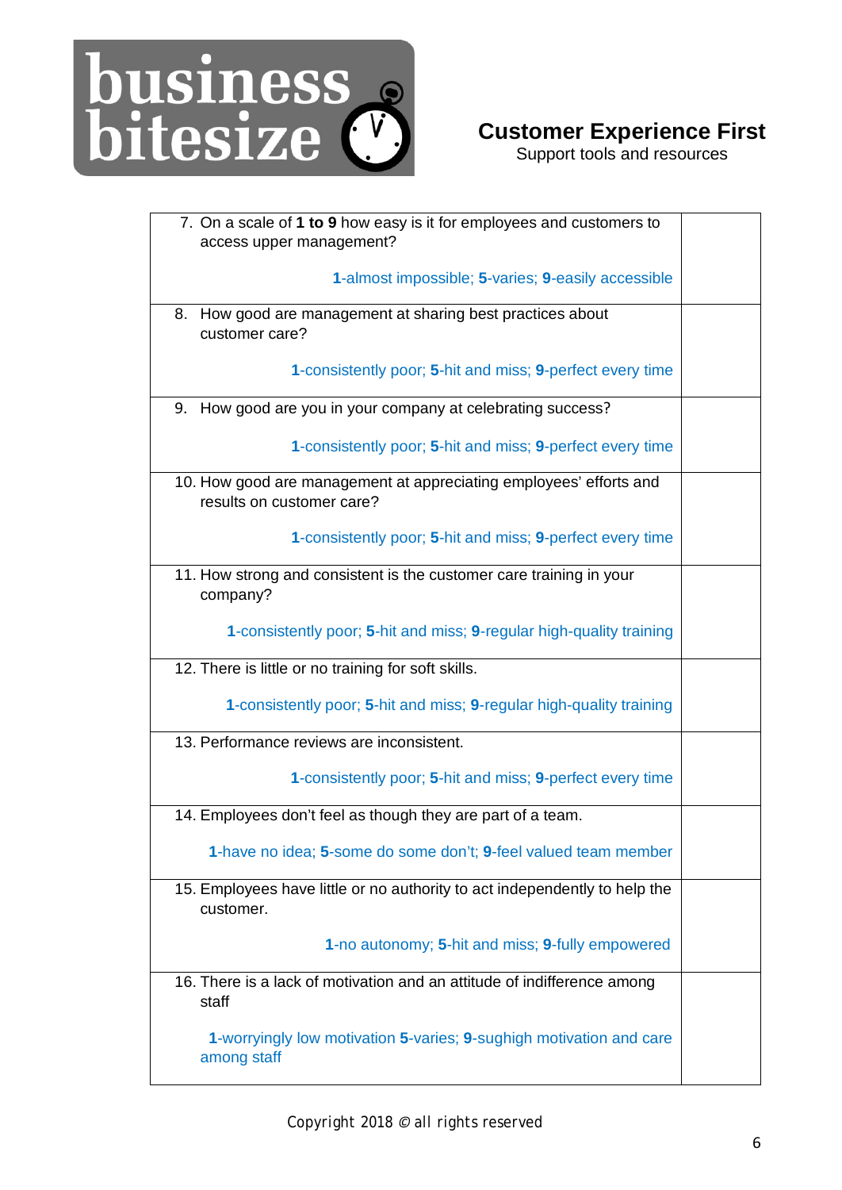# Customer Experience First

Support tools and resources

| | |
|---|---|
| 7. On a scale of **1 to 9** how easy is it for employees and customers to access upper management?<br><br>**1**-almost impossible; **5**-varies; **9**-easily accessible | |
| 8. How good are management at sharing best practices about customer care?<br><br>**1**-consistently poor; **5**-hit and miss; **9**-perfect every time | |
| 9. How good are you in your company at celebrating success?<br><br>**1**-consistently poor; **5**-hit and miss; **9**-perfect every time | |
| 10. How good are management at appreciating employees' efforts and results on customer care?<br><br>**1**-consistently poor; **5**-hit and miss; **9**-perfect every time | |
| 11. How strong and consistent is the customer care training in your company?<br><br>**1**-consistently poor; **5**-hit and miss; **9**-regular high-quality training | |
| 12. There is little or no training for soft skills.<br><br>**1**-consistently poor; **5**-hit and miss; **9**-regular high-quality training | |
| 13. Performance reviews are inconsistent.<br><br>**1**-consistently poor; **5**-hit and miss; **9**-perfect every time | |
| 14. Employees don't feel as though they are part of a team.<br><br>**1**-have no idea; **5**-some do some don't; **9**-feel valued team member | |
| 15. Employees have little or no authority to act independently to help the customer.<br><br>**1**-no autonomy; **5**-hit and miss; **9**-fully empowered | |
| 16. There is a lack of motivation and an attitude of indifference among staff<br><br>**1**-worryingly low motivation **5**-varies; **9**-sughigh motivation and care among staff | |

Copyright 2018 © all rights reserved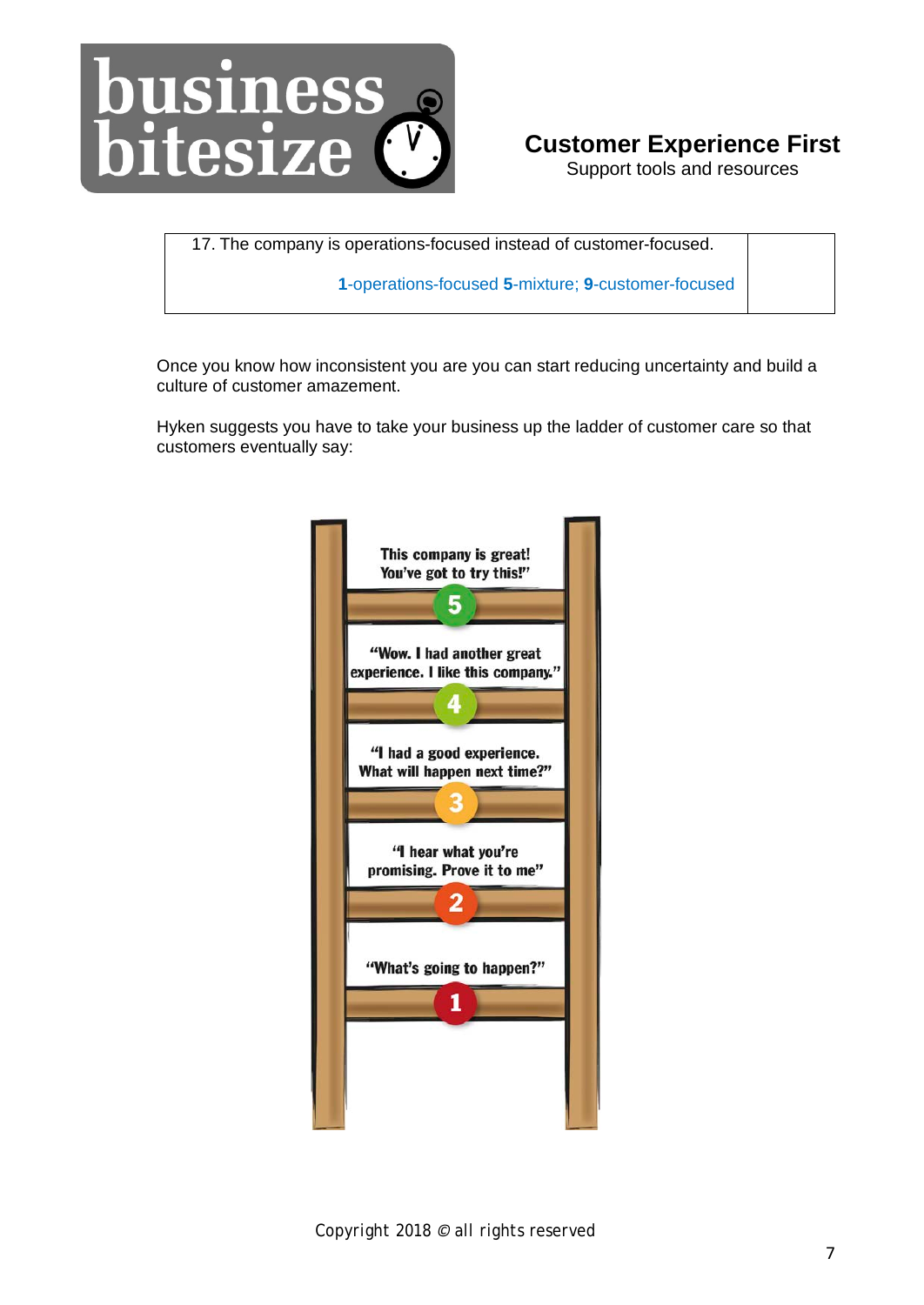| | |
|---|---|
| 17. The company is operations-focused instead of customer-focused.<br><br>**1**-operations-focused **5**-mixture; **9**-customer-focused | |

Once you know how inconsistent you are you can start reducing uncertainty and build a culture of customer amazement.

Hyken suggests you have to take your business up the ladder of customer care so that customers eventually say:

This company is great! You've got to try this!"

5

"Wow. I had another great experience. I like this company."

4

"I had a good experience. What will happen next time?"

3

"I hear what you're promising. Prove it to me"

2

"What's going to happen?"

1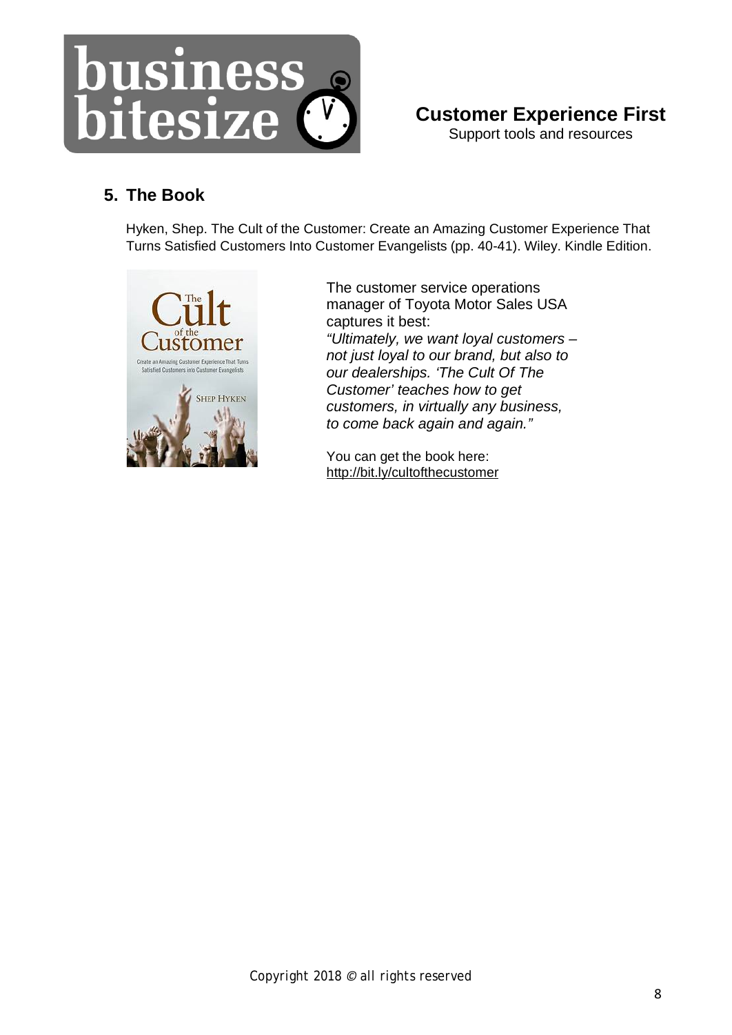## 5. The Book

Hyken, Shep. The Cult of the Customer: Create an Amazing Customer Experience That Turns Satisfied Customers Into Customer Evangelists (pp. 40-41). Wiley. Kindle Edition.

The customer service operations manager of Toyota Motor Sales USA captures it best:
*"Ultimately, we want loyal customers – not just loyal to our brand, but also to our dealerships. 'The Cult Of The Customer' teaches how to get customers, in virtually any business, to come back again and again."*

You can get the book here: http://bit.ly/cultofthecustomer

Copyright 2018 © all rights reserved